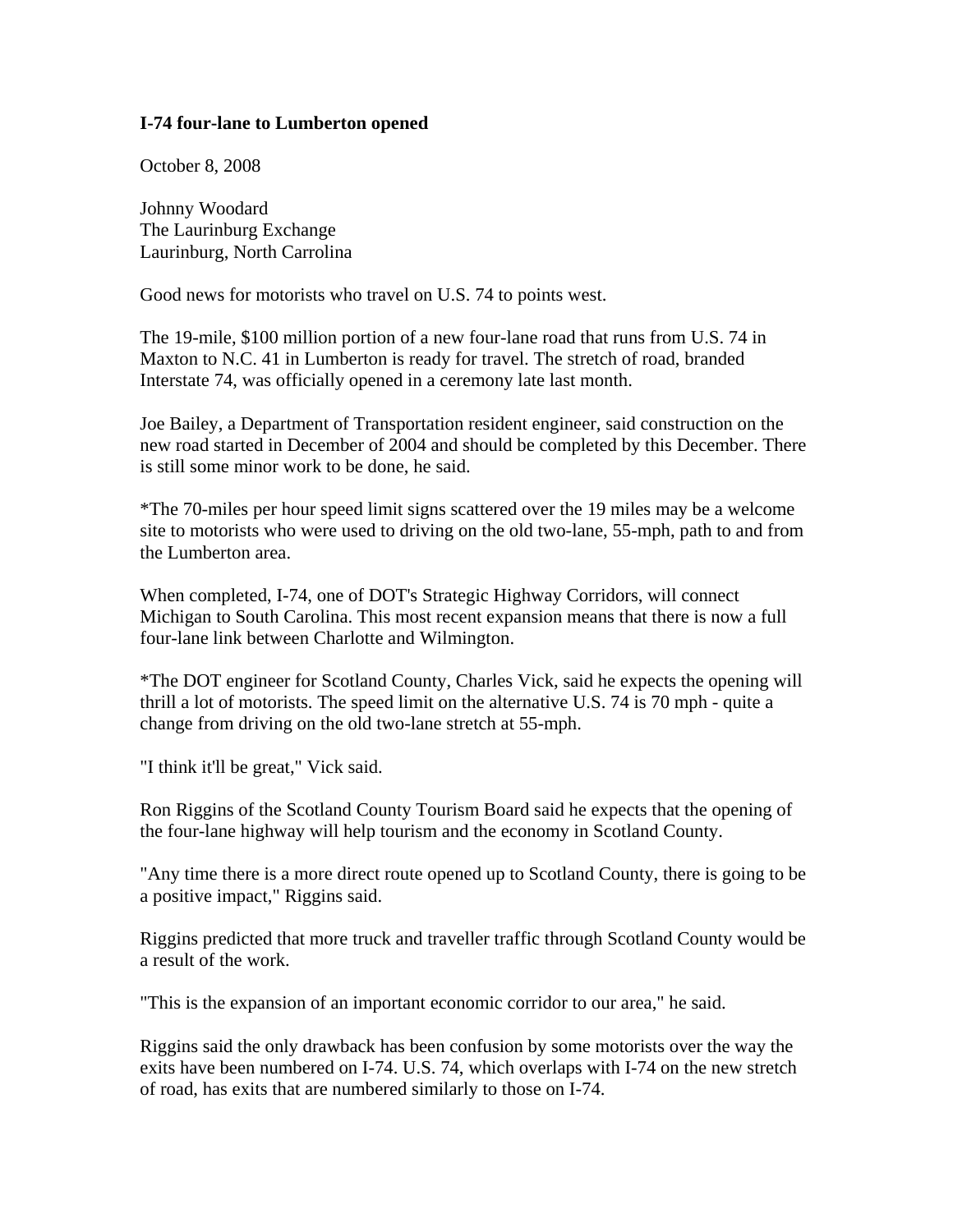**I-74 four-lane to Lumberton opened**

October 8, 2008

Johnny Woodard
The Laurinburg Exchange
Laurinburg, North Carrolina

Good news for motorists who travel on U.S. 74 to points west.

The 19-mile, $100 million portion of a new four-lane road that runs from U.S. 74 in Maxton to N.C. 41 in Lumberton is ready for travel. The stretch of road, branded Interstate 74, was officially opened in a ceremony late last month.

Joe Bailey, a Department of Transportation resident engineer, said construction on the new road started in December of 2004 and should be completed by this December. There is still some minor work to be done, he said.

*The 70-miles per hour speed limit signs scattered over the 19 miles may be a welcome site to motorists who were used to driving on the old two-lane, 55-mph, path to and from the Lumberton area.

When completed, I-74, one of DOT's Strategic Highway Corridors, will connect Michigan to South Carolina. This most recent expansion means that there is now a full four-lane link between Charlotte and Wilmington.

*The DOT engineer for Scotland County, Charles Vick, said he expects the opening will thrill a lot of motorists. The speed limit on the alternative U.S. 74 is 70 mph - quite a change from driving on the old two-lane stretch at 55-mph.

"I think it'll be great," Vick said.

Ron Riggins of the Scotland County Tourism Board said he expects that the opening of the four-lane highway will help tourism and the economy in Scotland County.

"Any time there is a more direct route opened up to Scotland County, there is going to be a positive impact," Riggins said.

Riggins predicted that more truck and traveller traffic through Scotland County would be a result of the work.

"This is the expansion of an important economic corridor to our area," he said.

Riggins said the only drawback has been confusion by some motorists over the way the exits have been numbered on I-74. U.S. 74, which overlaps with I-74 on the new stretch of road, has exits that are numbered similarly to those on I-74.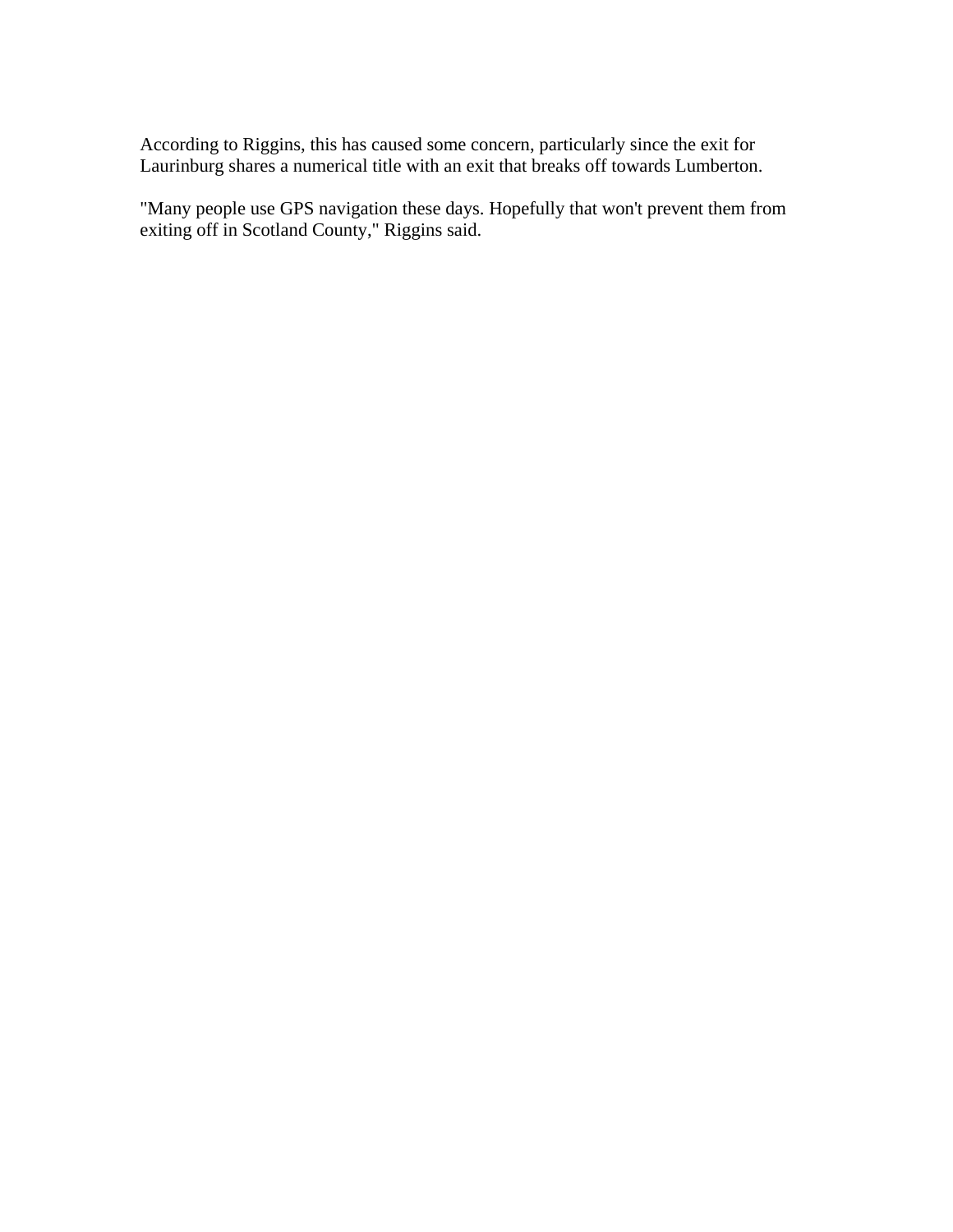According to Riggins, this has caused some concern, particularly since the exit for Laurinburg shares a numerical title with an exit that breaks off towards Lumberton.

"Many people use GPS navigation these days. Hopefully that won't prevent them from exiting off in Scotland County," Riggins said.